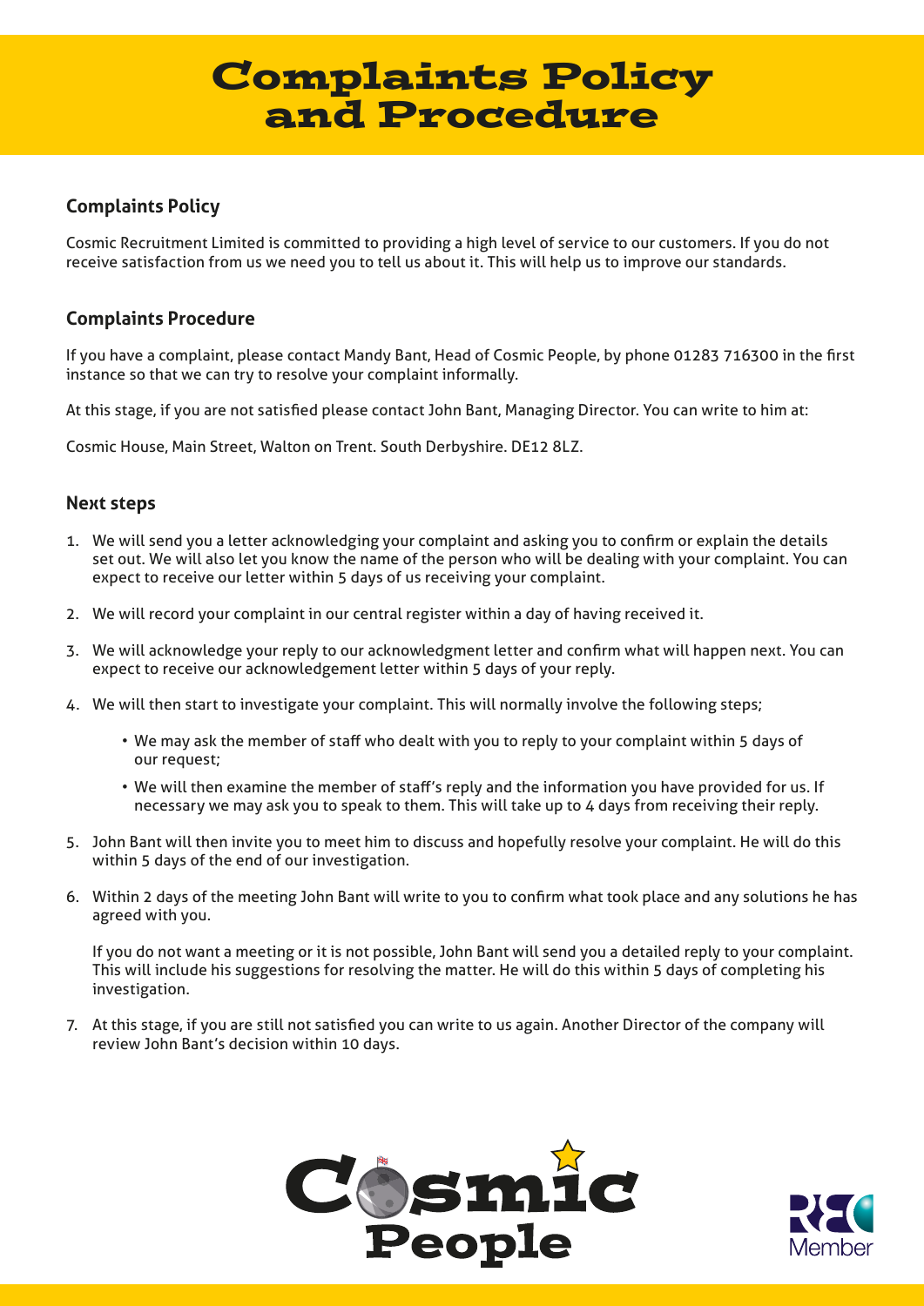# Complaints Policy and Procedure

## Complaints Policy

Cosmic Recruitment Limited is committed to providing a high level of service to our customers. If you do not receive satisfaction from us we need you to tell us about it. This will help us to improve our standards.

## Complaints Procedure

If you have a complaint, please contact Mandy Bant, Head of Cosmic People, by phone 01283 716300 in the first instance so that we can try to resolve your complaint informally.

At this stage, if you are not satisfied please contact John Bant, Managing Director. You can write to him at:

Cosmic House, Main Street, Walton on Trent. South Derbyshire. DE12 8LZ.

## Next steps

1. We will send you a letter acknowledging your complaint and asking you to confirm or explain the details set out. We will also let you know the name of the person who will be dealing with your complaint. You can expect to receive our letter within 5 days of us receiving your complaint.

2. We will record your complaint in our central register within a day of having received it.

3. We will acknowledge your reply to our acknowledgment letter and confirm what will happen next. You can expect to receive our acknowledgement letter within 5 days of your reply.

4. We will then start to investigate your complaint. This will normally involve the following steps;

    - We may ask the member of staff who dealt with you to reply to your complaint within 5 days of our request;
    - We will then examine the member of staff's reply and the information you have provided for us. If necessary we may ask you to speak to them. This will take up to 4 days from receiving their reply.

5. John Bant will then invite you to meet him to discuss and hopefully resolve your complaint. He will do this within 5 days of the end of our investigation.

6. Within 2 days of the meeting John Bant will write to you to confirm what took place and any solutions he has agreed with you.

   If you do not want a meeting or it is not possible, John Bant will send you a detailed reply to your complaint. This will include his suggestions for resolving the matter. He will do this within 5 days of completing his investigation.

7. At this stage, if you are still not satisfied you can write to us again. Another Director of the company will review John Bant's decision within 10 days.

Cosmic People

REC Member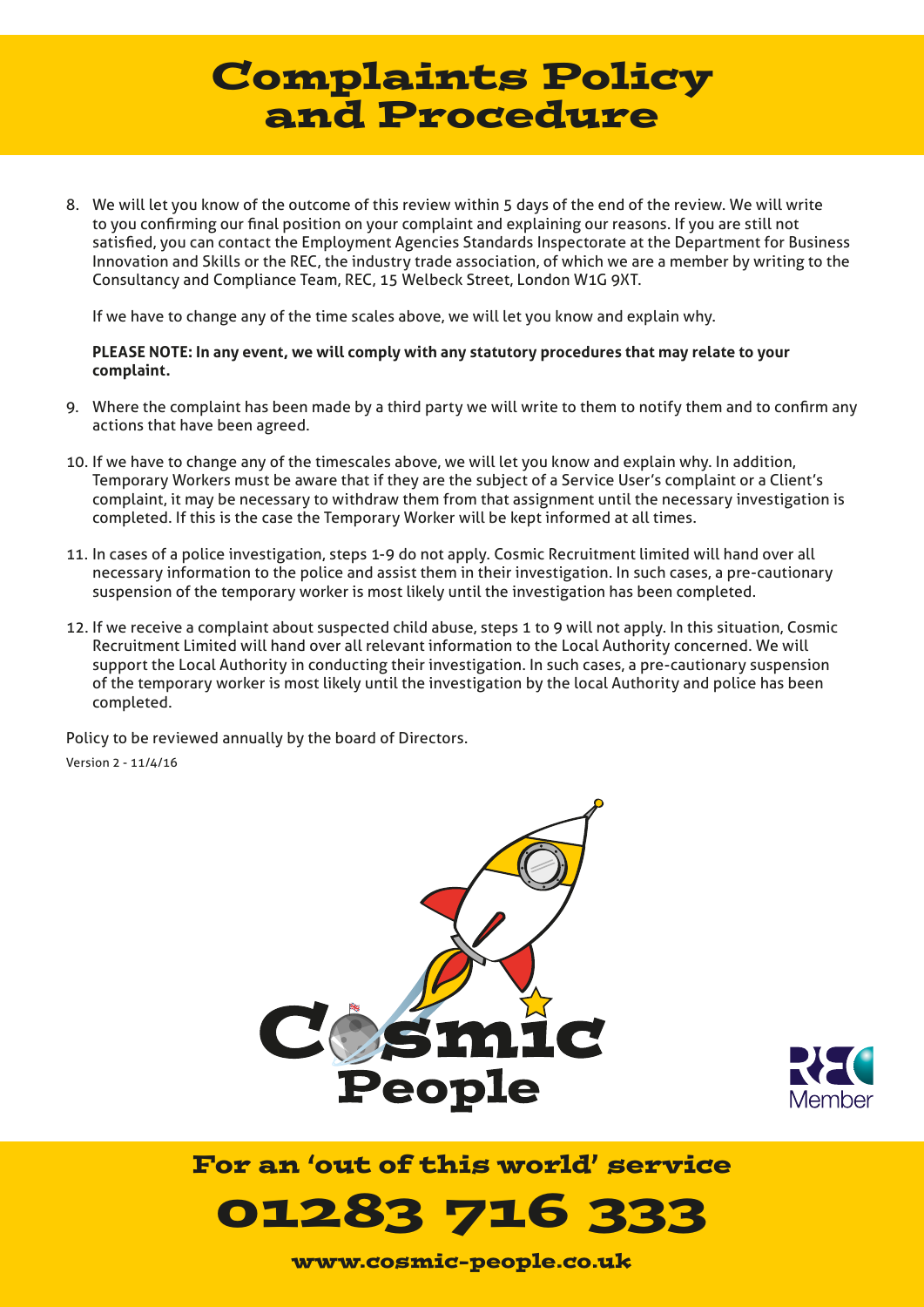# Complaints Policy and Procedure

8. We will let you know of the outcome of this review within 5 days of the end of the review. We will write to you confirming our final position on your complaint and explaining our reasons. If you are still not satisfied, you can contact the Employment Agencies Standards Inspectorate at the Department for Business Innovation and Skills or the REC, the industry trade association, of which we are a member by writing to the Consultancy and Compliance Team, REC, 15 Welbeck Street, London W1G 9XT.

   If we have to change any of the time scales above, we will let you know and explain why.

   **PLEASE NOTE: In any event, we will comply with any statutory procedures that may relate to your complaint.**

9. Where the complaint has been made by a third party we will write to them to notify them and to confirm any actions that have been agreed.

10. If we have to change any of the timescales above, we will let you know and explain why. In addition, Temporary Workers must be aware that if they are the subject of a Service User's complaint or a Client's complaint, it may be necessary to withdraw them from that assignment until the necessary investigation is completed. If this is the case the Temporary Worker will be kept informed at all times.

11. In cases of a police investigation, steps 1-9 do not apply. Cosmic Recruitment limited will hand over all necessary information to the police and assist them in their investigation. In such cases, a pre-cautionary suspension of the temporary worker is most likely until the investigation has been completed.

12. If we receive a complaint about suspected child abuse, steps 1 to 9 will not apply. In this situation, Cosmic Recruitment Limited will hand over all relevant information to the Local Authority concerned. We will support the Local Authority in conducting their investigation. In such cases, a pre-cautionary suspension of the temporary worker is most likely until the investigation by the local Authority and police has been completed.

Policy to be reviewed annually by the board of Directors.

Version 2 - 11/4/16

Cosmic People

REC Member

**For an 'out of this world' service**

**01283 716 333**

**www.cosmic-people.co.uk**